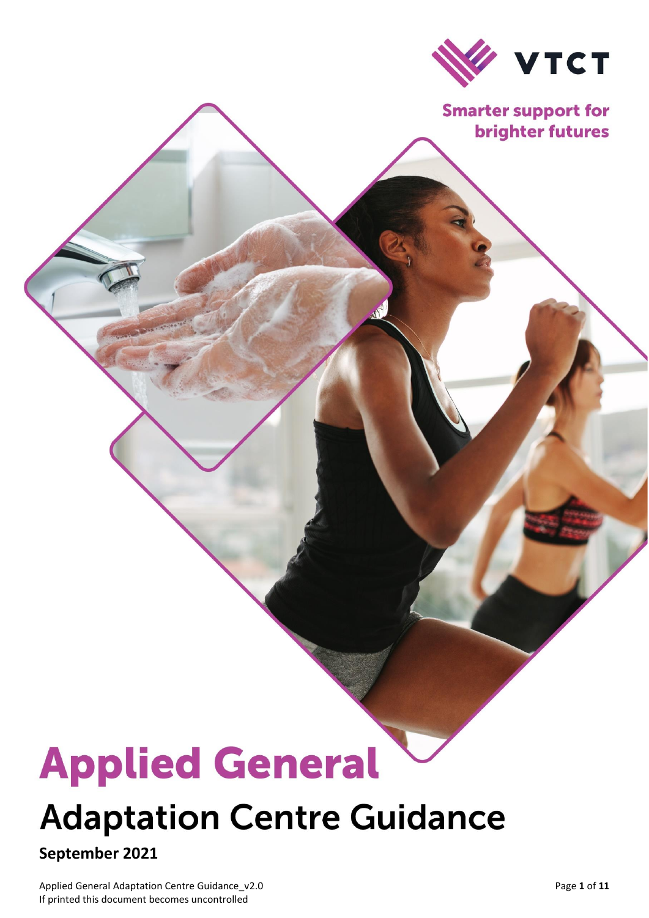VTCT

Smarter support for brighter futures

# Applied General

## Adaptation Centre Guidance

**September 2021**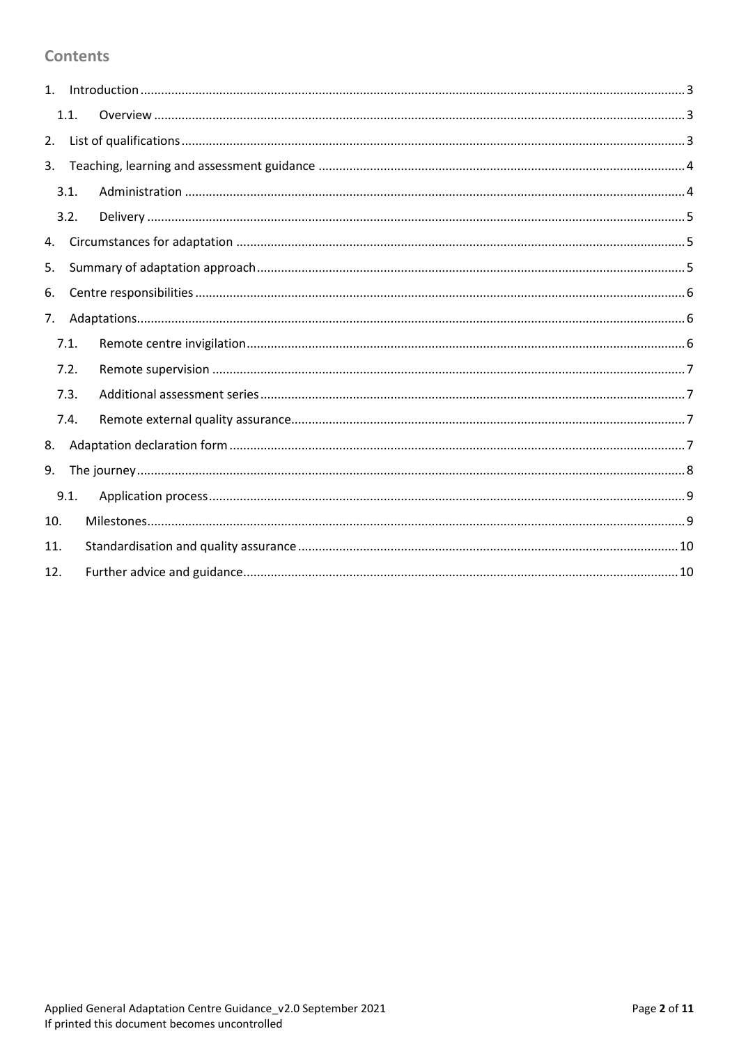## Contents

1. Introduction ... 3
   - 1.1. Overview ... 3
2. List of qualifications ... 3
3. Teaching, learning and assessment guidance ... 4
   - 3.1. Administration ... 4
   - 3.2. Delivery ... 5
4. Circumstances for adaptation ... 5
5. Summary of adaptation approach ... 5
6. Centre responsibilities ... 6
7. Adaptations ... 6
   - 7.1. Remote centre invigilation ... 6
   - 7.2. Remote supervision ... 7
   - 7.3. Additional assessment series ... 7
   - 7.4. Remote external quality assurance ... 7
8. Adaptation declaration form ... 7
9. The journey ... 8
   - 9.1. Application process ... 9
10. Milestones ... 9
11. Standardisation and quality assurance ... 10
12. Further advice and guidance ... 10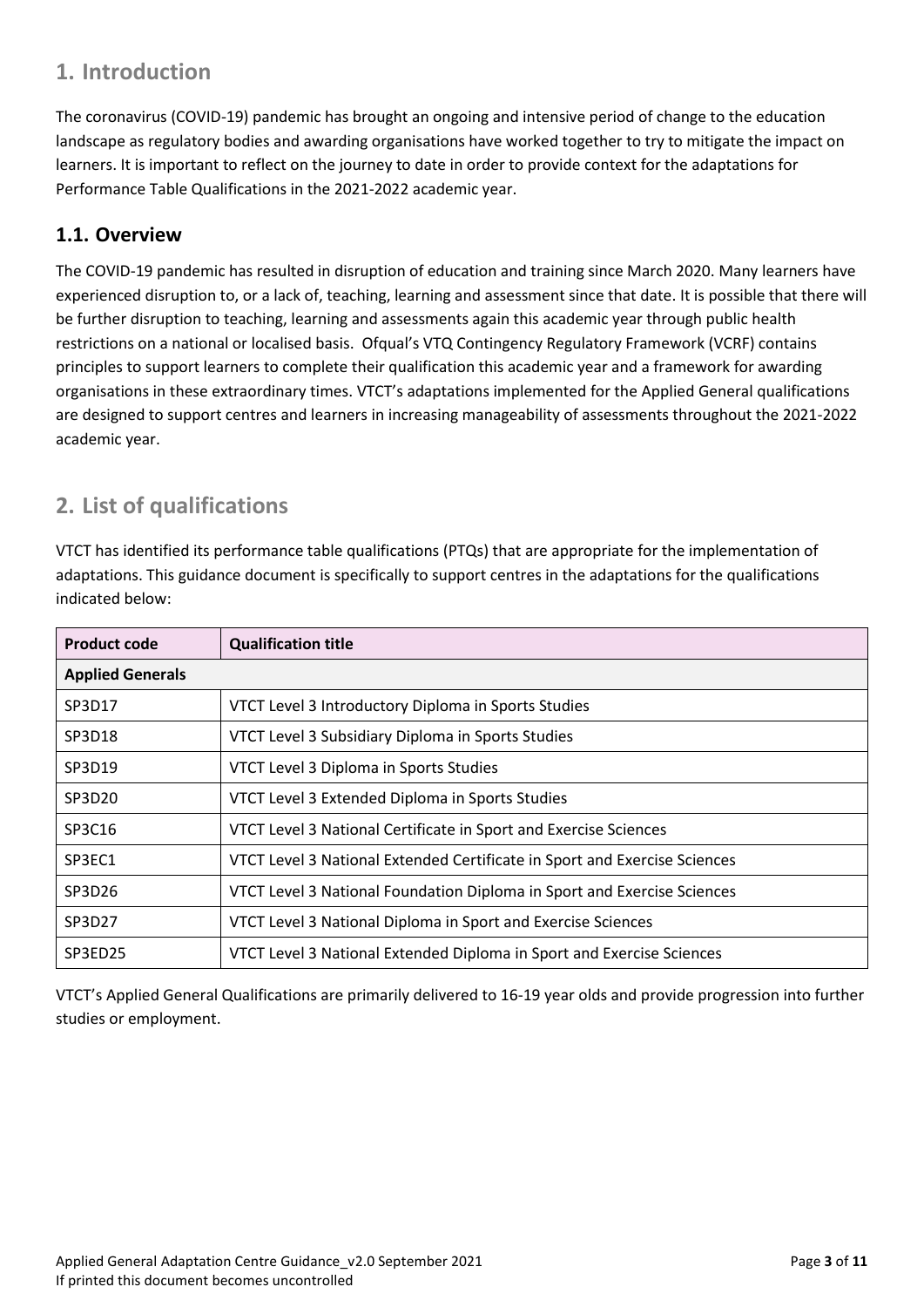# 1. Introduction

The coronavirus (COVID-19) pandemic has brought an ongoing and intensive period of change to the education landscape as regulatory bodies and awarding organisations have worked together to try to mitigate the impact on learners. It is important to reflect on the journey to date in order to provide context for the adaptations for Performance Table Qualifications in the 2021-2022 academic year.

## 1.1. Overview

The COVID-19 pandemic has resulted in disruption of education and training since March 2020. Many learners have experienced disruption to, or a lack of, teaching, learning and assessment since that date. It is possible that there will be further disruption to teaching, learning and assessments again this academic year through public health restrictions on a national or localised basis. Ofqual's VTQ Contingency Regulatory Framework (VCRF) contains principles to support learners to complete their qualification this academic year and a framework for awarding organisations in these extraordinary times. VTCT's adaptations implemented for the Applied General qualifications are designed to support centres and learners in increasing manageability of assessments throughout the 2021-2022 academic year.

# 2. List of qualifications

VTCT has identified its performance table qualifications (PTQs) that are appropriate for the implementation of adaptations. This guidance document is specifically to support centres in the adaptations for the qualifications indicated below:

| Product code | Qualification title |
|---|---|
| **Applied Generals** | |
| SP3D17 | VTCT Level 3 Introductory Diploma in Sports Studies |
| SP3D18 | VTCT Level 3 Subsidiary Diploma in Sports Studies |
| SP3D19 | VTCT Level 3 Diploma in Sports Studies |
| SP3D20 | VTCT Level 3 Extended Diploma in Sports Studies |
| SP3C16 | VTCT Level 3 National Certificate in Sport and Exercise Sciences |
| SP3EC1 | VTCT Level 3 National Extended Certificate in Sport and Exercise Sciences |
| SP3D26 | VTCT Level 3 National Foundation Diploma in Sport and Exercise Sciences |
| SP3D27 | VTCT Level 3 National Diploma in Sport and Exercise Sciences |
| SP3ED25 | VTCT Level 3 National Extended Diploma in Sport and Exercise Sciences |

VTCT's Applied General Qualifications are primarily delivered to 16-19 year olds and provide progression into further studies or employment.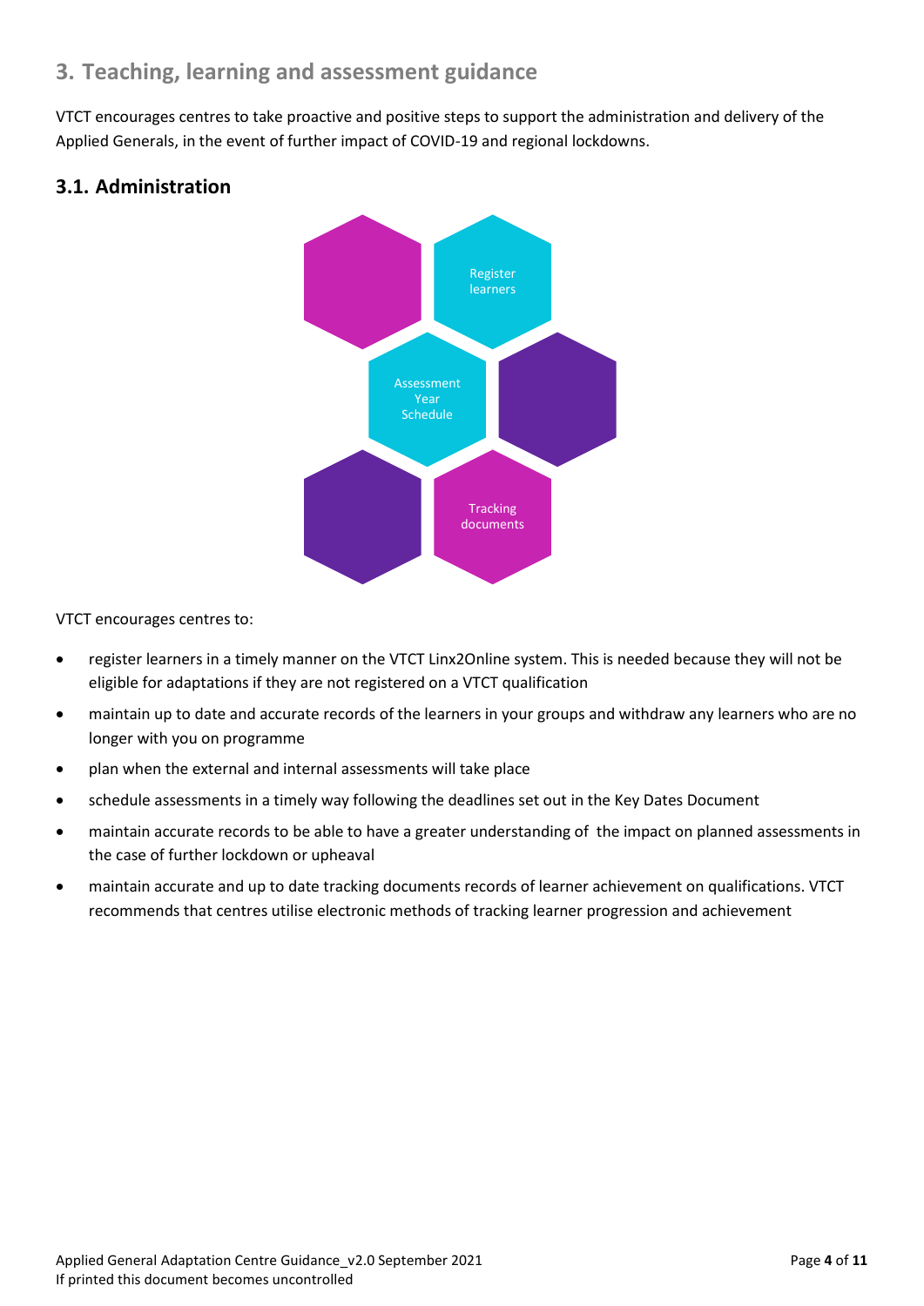## 3. Teaching, learning and assessment guidance

VTCT encourages centres to take proactive and positive steps to support the administration and delivery of the Applied Generals, in the event of further impact of COVID-19 and regional lockdowns.

### 3.1. Administration

Register learners

Assessment Year Schedule

Tracking documents

VTCT encourages centres to:

- register learners in a timely manner on the VTCT Linx2Online system. This is needed because they will not be eligible for adaptations if they are not registered on a VTCT qualification
- maintain up to date and accurate records of the learners in your groups and withdraw any learners who are no longer with you on programme
- plan when the external and internal assessments will take place
- schedule assessments in a timely way following the deadlines set out in the Key Dates Document
- maintain accurate records to be able to have a greater understanding of the impact on planned assessments in the case of further lockdown or upheaval
- maintain accurate and up to date tracking documents records of learner achievement on qualifications. VTCT recommends that centres utilise electronic methods of tracking learner progression and achievement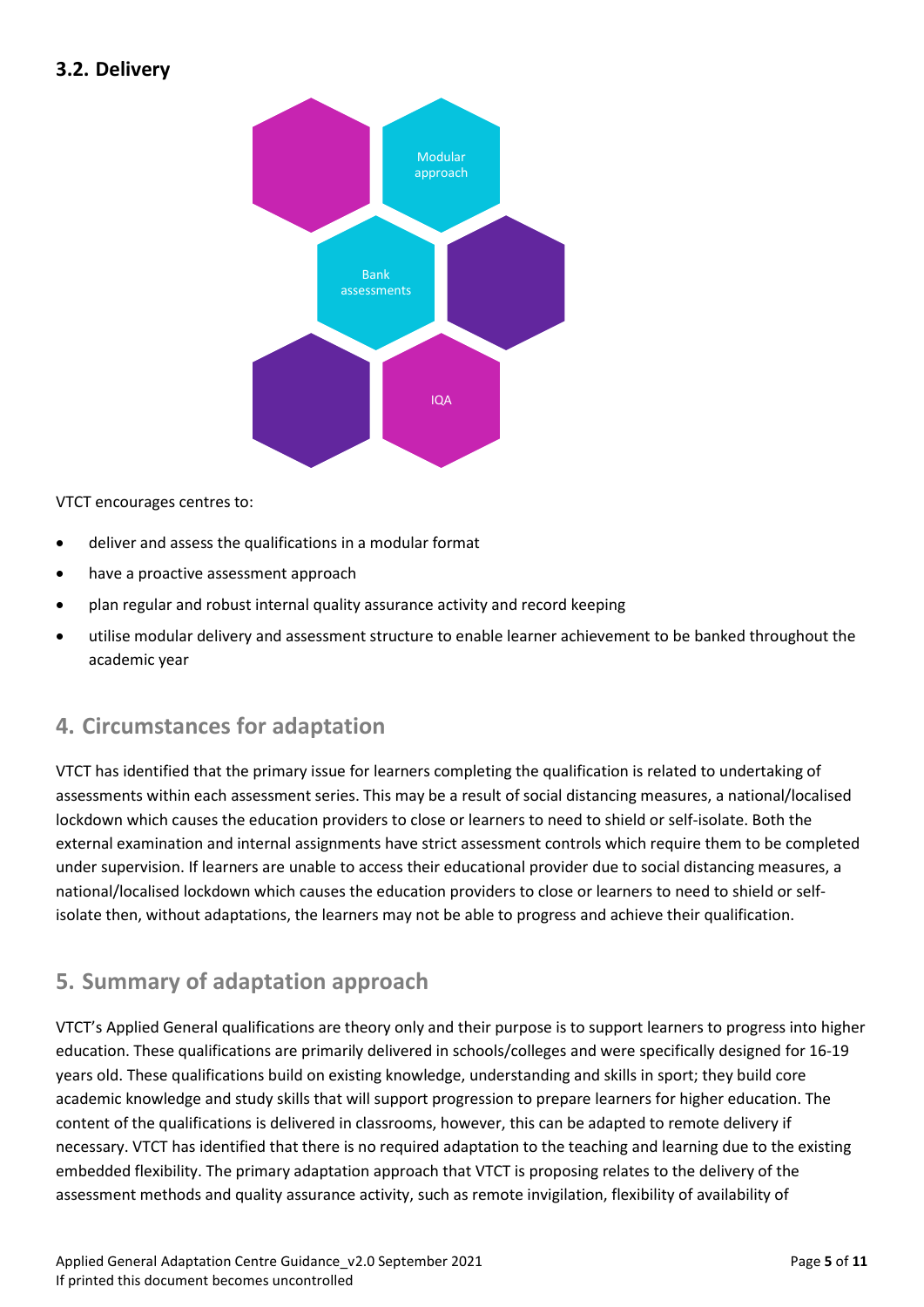### 3.2. Delivery

Modular approach

Bank assessments

IQA

VTCT encourages centres to:

- deliver and assess the qualifications in a modular format
- have a proactive assessment approach
- plan regular and robust internal quality assurance activity and record keeping
- utilise modular delivery and assessment structure to enable learner achievement to be banked throughout the academic year

## 4. Circumstances for adaptation

VTCT has identified that the primary issue for learners completing the qualification is related to undertaking of assessments within each assessment series. This may be a result of social distancing measures, a national/localised lockdown which causes the education providers to close or learners to need to shield or self-isolate. Both the external examination and internal assignments have strict assessment controls which require them to be completed under supervision. If learners are unable to access their educational provider due to social distancing measures, a national/localised lockdown which causes the education providers to close or learners to need to shield or self-isolate then, without adaptations, the learners may not be able to progress and achieve their qualification.

## 5. Summary of adaptation approach

VTCT's Applied General qualifications are theory only and their purpose is to support learners to progress into higher education. These qualifications are primarily delivered in schools/colleges and were specifically designed for 16-19 years old. These qualifications build on existing knowledge, understanding and skills in sport; they build core academic knowledge and study skills that will support progression to prepare learners for higher education. The content of the qualifications is delivered in classrooms, however, this can be adapted to remote delivery if necessary. VTCT has identified that there is no required adaptation to the teaching and learning due to the existing embedded flexibility. The primary adaptation approach that VTCT is proposing relates to the delivery of the assessment methods and quality assurance activity, such as remote invigilation, flexibility of availability of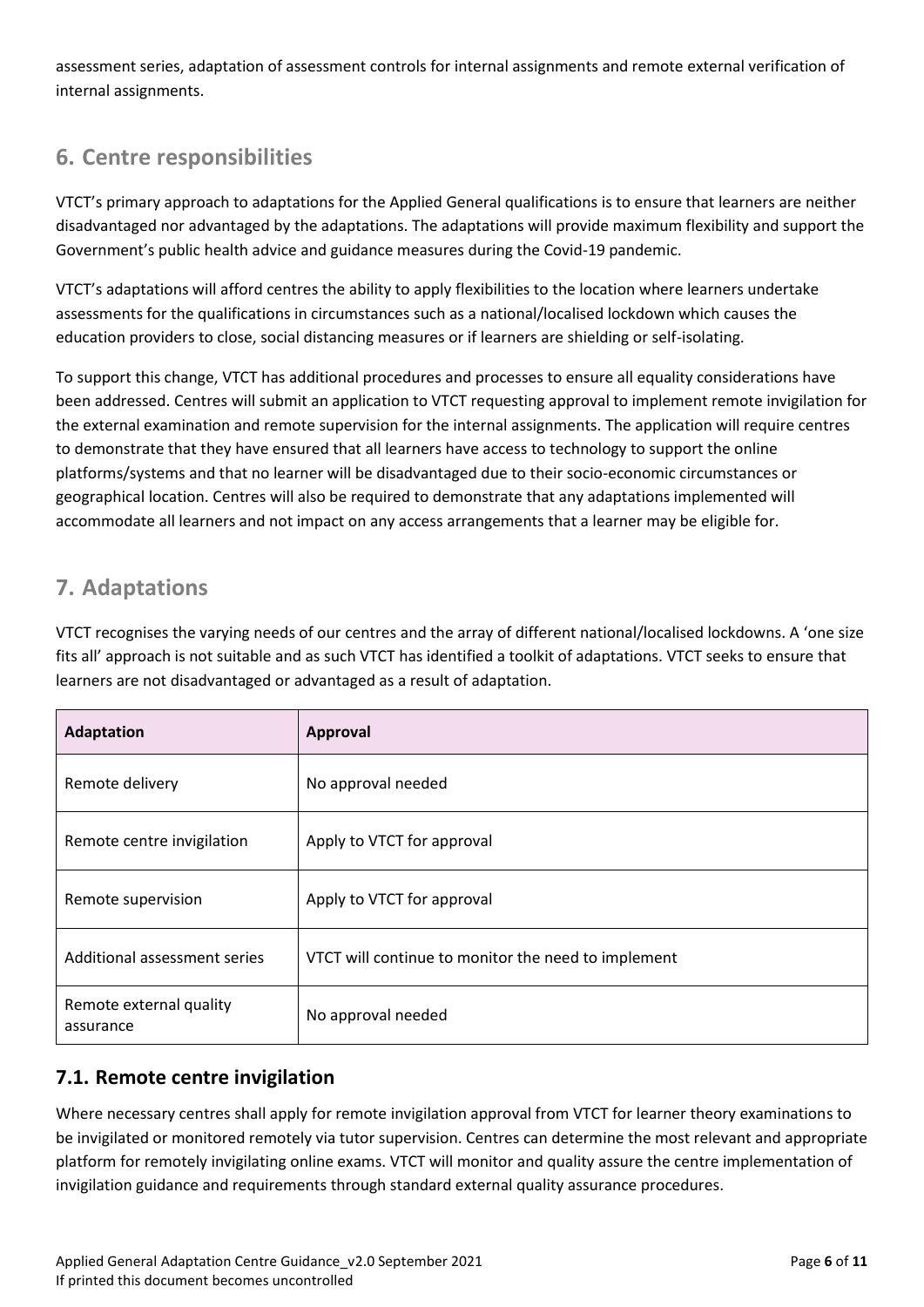assessment series, adaptation of assessment controls for internal assignments and remote external verification of internal assignments.

## 6. Centre responsibilities

VTCT's primary approach to adaptations for the Applied General qualifications is to ensure that learners are neither disadvantaged nor advantaged by the adaptations. The adaptations will provide maximum flexibility and support the Government's public health advice and guidance measures during the Covid-19 pandemic.

VTCT's adaptations will afford centres the ability to apply flexibilities to the location where learners undertake assessments for the qualifications in circumstances such as a national/localised lockdown which causes the education providers to close, social distancing measures or if learners are shielding or self-isolating.

To support this change, VTCT has additional procedures and processes to ensure all equality considerations have been addressed. Centres will submit an application to VTCT requesting approval to implement remote invigilation for the external examination and remote supervision for the internal assignments. The application will require centres to demonstrate that they have ensured that all learners have access to technology to support the online platforms/systems and that no learner will be disadvantaged due to their socio-economic circumstances or geographical location. Centres will also be required to demonstrate that any adaptations implemented will accommodate all learners and not impact on any access arrangements that a learner may be eligible for.

## 7. Adaptations

VTCT recognises the varying needs of our centres and the array of different national/localised lockdowns. A 'one size fits all' approach is not suitable and as such VTCT has identified a toolkit of adaptations. VTCT seeks to ensure that learners are not disadvantaged or advantaged as a result of adaptation.

| Adaptation | Approval |
|---|---|
| Remote delivery | No approval needed |
| Remote centre invigilation | Apply to VTCT for approval |
| Remote supervision | Apply to VTCT for approval |
| Additional assessment series | VTCT will continue to monitor the need to implement |
| Remote external quality assurance | No approval needed |

### 7.1. Remote centre invigilation

Where necessary centres shall apply for remote invigilation approval from VTCT for learner theory examinations to be invigilated or monitored remotely via tutor supervision. Centres can determine the most relevant and appropriate platform for remotely invigilating online exams. VTCT will monitor and quality assure the centre implementation of invigilation guidance and requirements through standard external quality assurance procedures.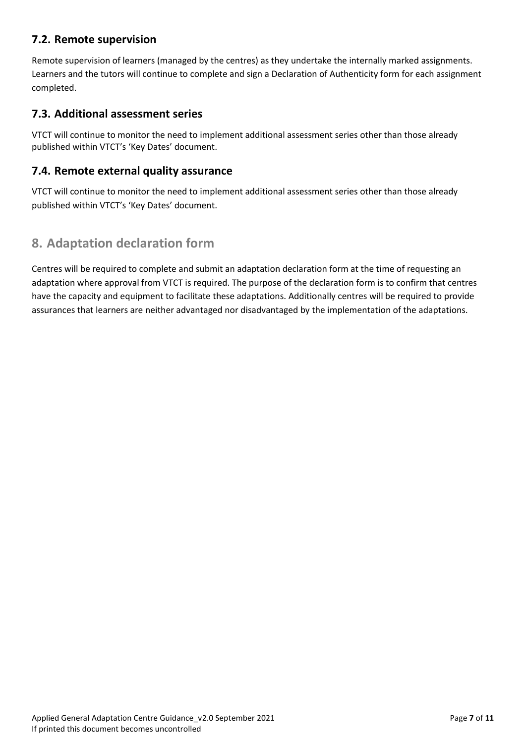### 7.2. Remote supervision

Remote supervision of learners (managed by the centres) as they undertake the internally marked assignments. Learners and the tutors will continue to complete and sign a Declaration of Authenticity form for each assignment completed.

### 7.3. Additional assessment series

VTCT will continue to monitor the need to implement additional assessment series other than those already published within VTCT's 'Key Dates' document.

### 7.4. Remote external quality assurance

VTCT will continue to monitor the need to implement additional assessment series other than those already published within VTCT's 'Key Dates' document.

## 8. Adaptation declaration form

Centres will be required to complete and submit an adaptation declaration form at the time of requesting an adaptation where approval from VTCT is required. The purpose of the declaration form is to confirm that centres have the capacity and equipment to facilitate these adaptations. Additionally centres will be required to provide assurances that learners are neither advantaged nor disadvantaged by the implementation of the adaptations.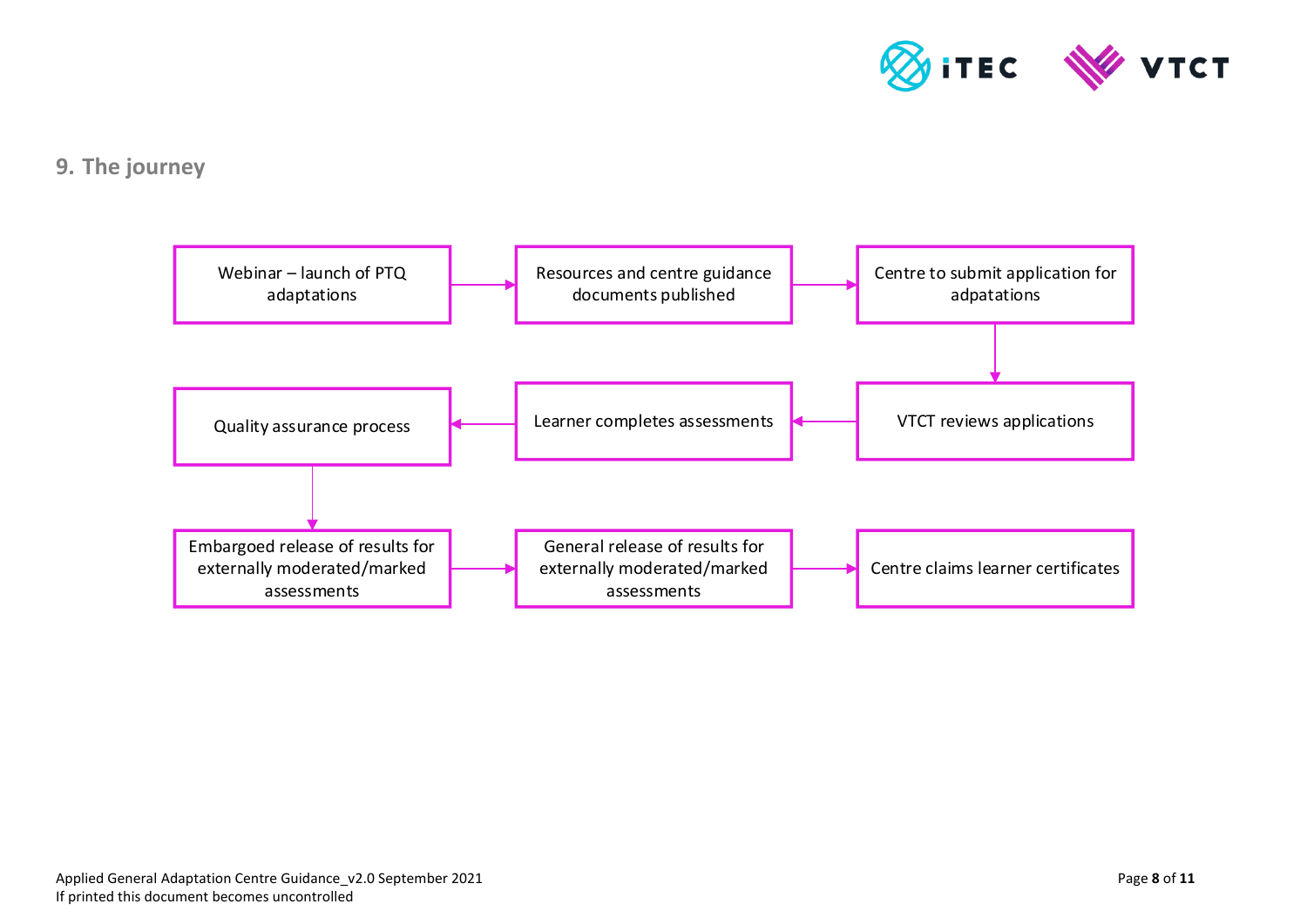## 9. The journey

1. Webinar – launch of PTQ adaptations
2. Resources and centre guidance documents published
3. Centre to submit application for adpatations
4. VTCT reviews applications
5. Learner completes assessments
6. Quality assurance process
7. Embargoed release of results for externally moderated/marked assessments
8. General release of results for externally moderated/marked assessments
9. Centre claims learner certificates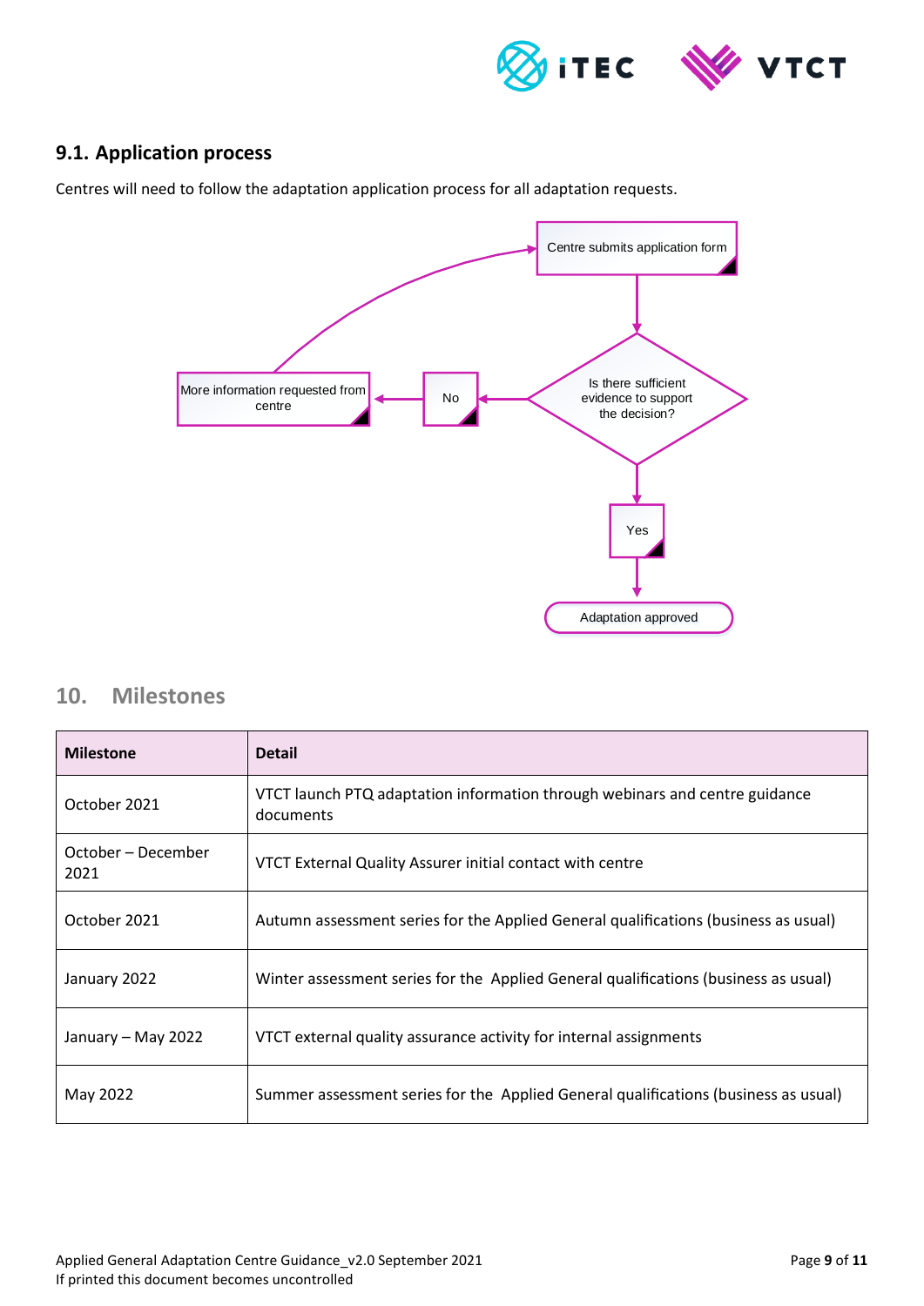## 9.1. Application process

Centres will need to follow the adaptation application process for all adaptation requests.

Centre submits application form

Is there sufficient evidence to support the decision?

No

More information requested from centre

Yes

Adaptation approved

# 10. Milestones

| Milestone | Detail |
|---|---|
| October 2021 | VTCT launch PTQ adaptation information through webinars and centre guidance documents |
| October – December 2021 | VTCT External Quality Assurer initial contact with centre |
| October 2021 | Autumn assessment series for the Applied General qualifications (business as usual) |
| January 2022 | Winter assessment series for the Applied General qualifications (business as usual) |
| January – May 2022 | VTCT external quality assurance activity for internal assignments |
| May 2022 | Summer assessment series for the Applied General qualifications (business as usual) |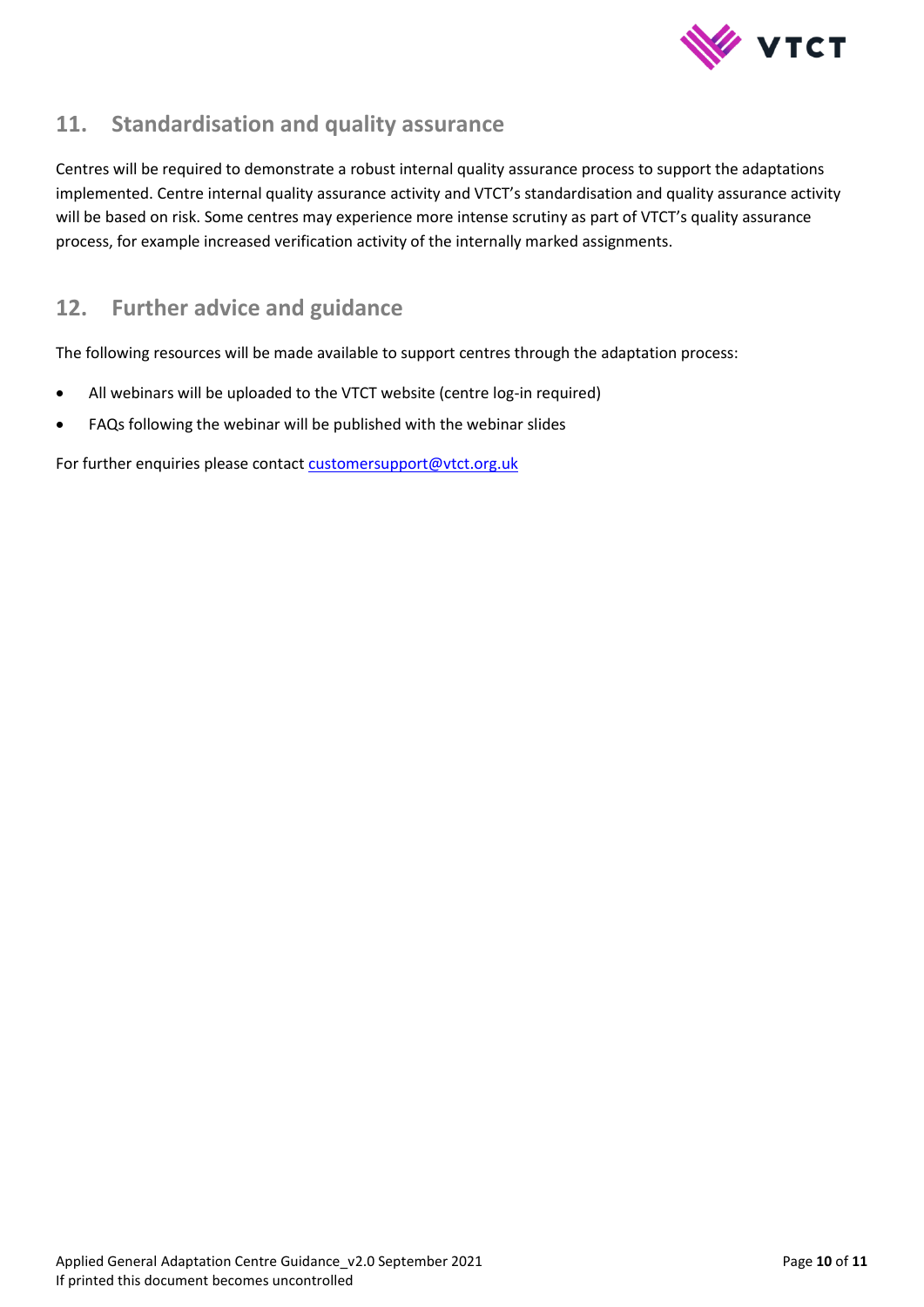## 11. Standardisation and quality assurance

Centres will be required to demonstrate a robust internal quality assurance process to support the adaptations implemented. Centre internal quality assurance activity and VTCT's standardisation and quality assurance activity will be based on risk. Some centres may experience more intense scrutiny as part of VTCT's quality assurance process, for example increased verification activity of the internally marked assignments.

## 12. Further advice and guidance

The following resources will be made available to support centres through the adaptation process:

- All webinars will be uploaded to the VTCT website (centre log-in required)
- FAQs following the webinar will be published with the webinar slides

For further enquiries please contact customersupport@vtct.org.uk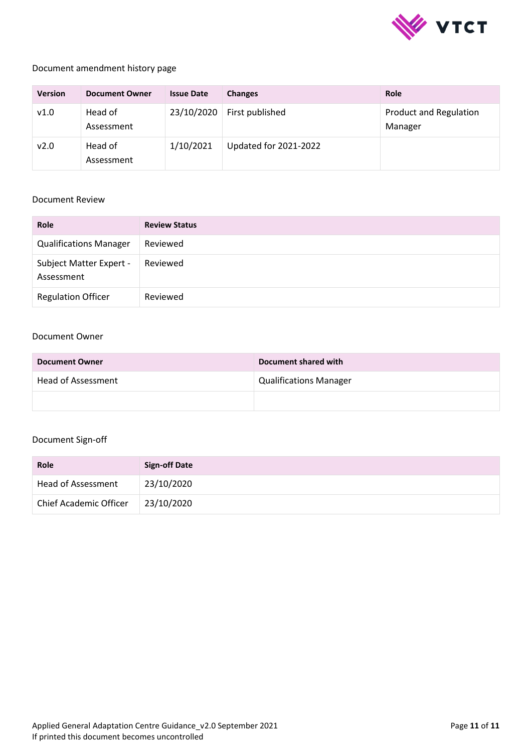Document amendment history page

| Version | Document Owner | Issue Date | Changes | Role |
|---|---|---|---|---|
| v1.0 | Head of Assessment | 23/10/2020 | First published | Product and Regulation Manager |
| v2.0 | Head of Assessment | 1/10/2021 | Updated for 2021-2022 | |

Document Review

| Role | Review Status |
|---|---|
| Qualifications Manager | Reviewed |
| Subject Matter Expert - Assessment | Reviewed |
| Regulation Officer | Reviewed |

Document Owner

| Document Owner | Document shared with |
|---|---|
| Head of Assessment | Qualifications Manager |
| | |

Document Sign-off

| Role | Sign-off Date |
|---|---|
| Head of Assessment | 23/10/2020 |
| Chief Academic Officer | 23/10/2020 |

Applied General Adaptation Centre Guidance_v2.0 September 2021
If printed this document becomes uncontrolled